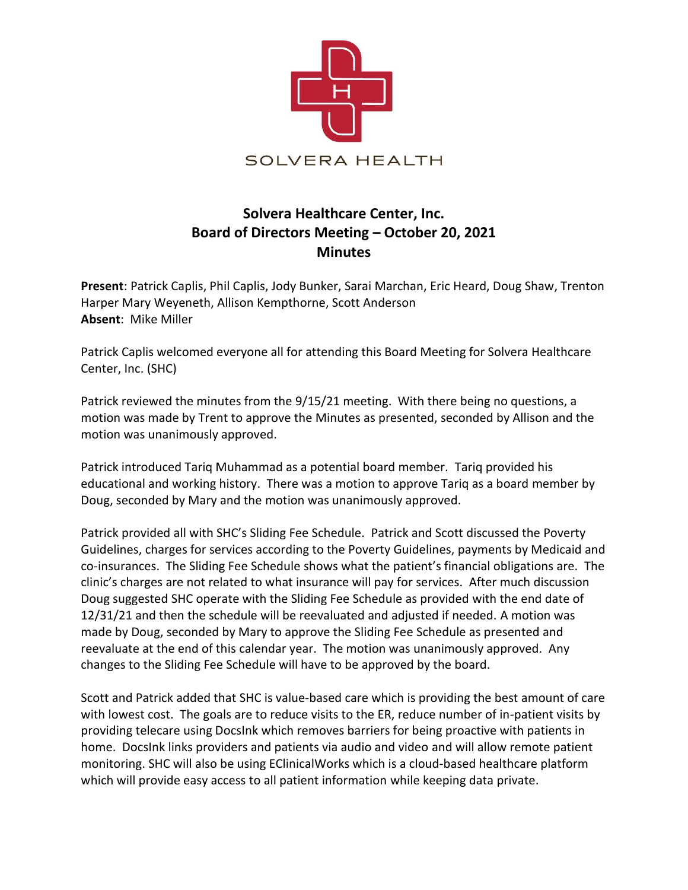SOLVERA HEALTH

**Solvera Healthcare Center, Inc.**
**Board of Directors Meeting – October 20, 2021**
**Minutes**

**Present**: Patrick Caplis, Phil Caplis, Jody Bunker, Sarai Marchan, Eric Heard, Doug Shaw, Trenton Harper Mary Weyeneth, Allison Kempthorne, Scott Anderson
**Absent**: Mike Miller

Patrick Caplis welcomed everyone all for attending this Board Meeting for Solvera Healthcare Center, Inc. (SHC)

Patrick reviewed the minutes from the 9/15/21 meeting. With there being no questions, a motion was made by Trent to approve the Minutes as presented, seconded by Allison and the motion was unanimously approved.

Patrick introduced Tariq Muhammad as a potential board member. Tariq provided his educational and working history. There was a motion to approve Tariq as a board member by Doug, seconded by Mary and the motion was unanimously approved.

Patrick provided all with SHC's Sliding Fee Schedule. Patrick and Scott discussed the Poverty Guidelines, charges for services according to the Poverty Guidelines, payments by Medicaid and co-insurances. The Sliding Fee Schedule shows what the patient's financial obligations are. The clinic's charges are not related to what insurance will pay for services. After much discussion Doug suggested SHC operate with the Sliding Fee Schedule as provided with the end date of 12/31/21 and then the schedule will be reevaluated and adjusted if needed. A motion was made by Doug, seconded by Mary to approve the Sliding Fee Schedule as presented and reevaluate at the end of this calendar year. The motion was unanimously approved. Any changes to the Sliding Fee Schedule will have to be approved by the board.

Scott and Patrick added that SHC is value-based care which is providing the best amount of care with lowest cost. The goals are to reduce visits to the ER, reduce number of in-patient visits by providing telecare using DocsInk which removes barriers for being proactive with patients in home. DocsInk links providers and patients via audio and video and will allow remote patient monitoring. SHC will also be using EClinicalWorks which is a cloud-based healthcare platform which will provide easy access to all patient information while keeping data private.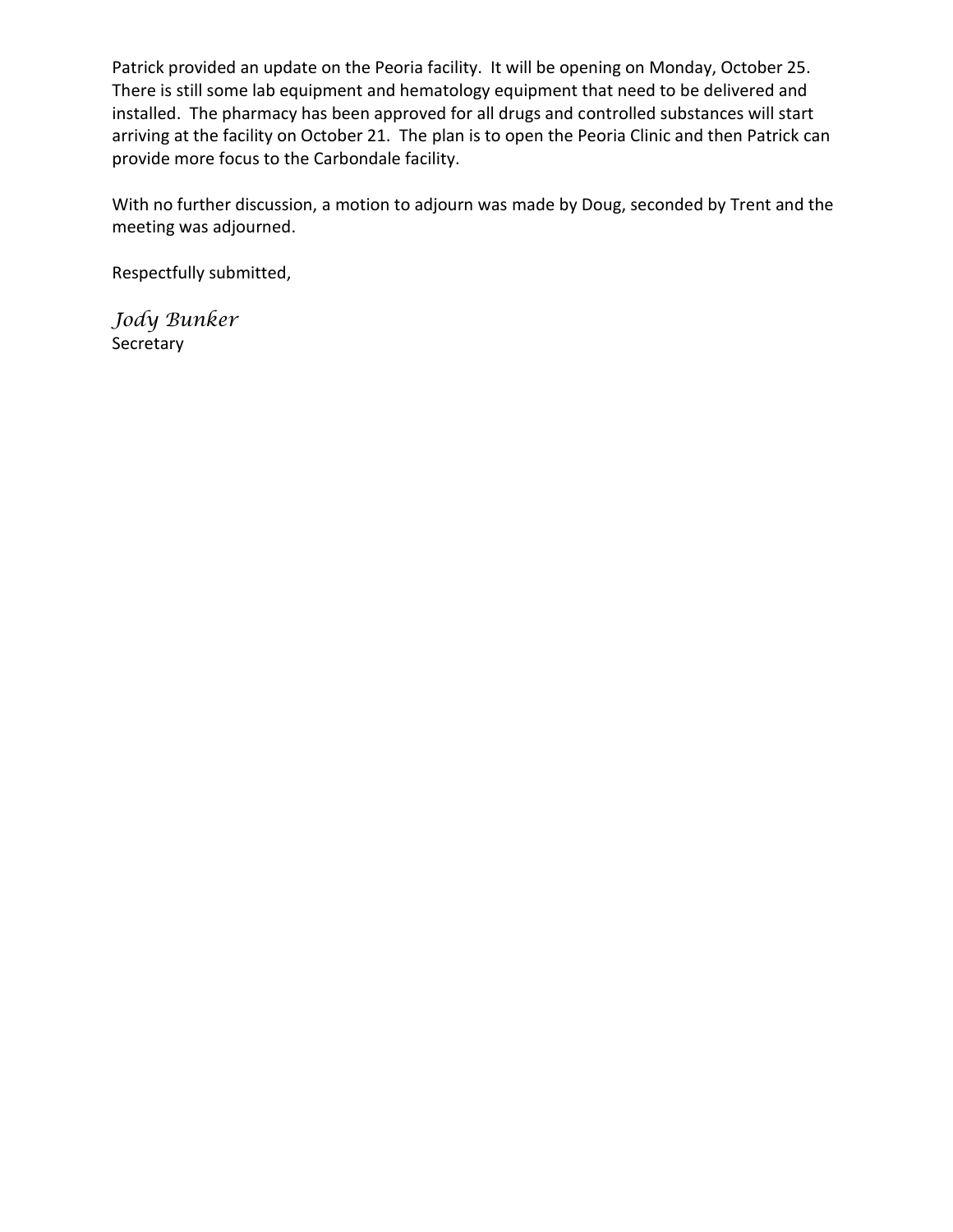Patrick provided an update on the Peoria facility. It will be opening on Monday, October 25. There is still some lab equipment and hematology equipment that need to be delivered and installed. The pharmacy has been approved for all drugs and controlled substances will start arriving at the facility on October 21. The plan is to open the Peoria Clinic and then Patrick can provide more focus to the Carbondale facility.

With no further discussion, a motion to adjourn was made by Doug, seconded by Trent and the meeting was adjourned.

Respectfully submitted,

*Jody Bunker*
Secretary